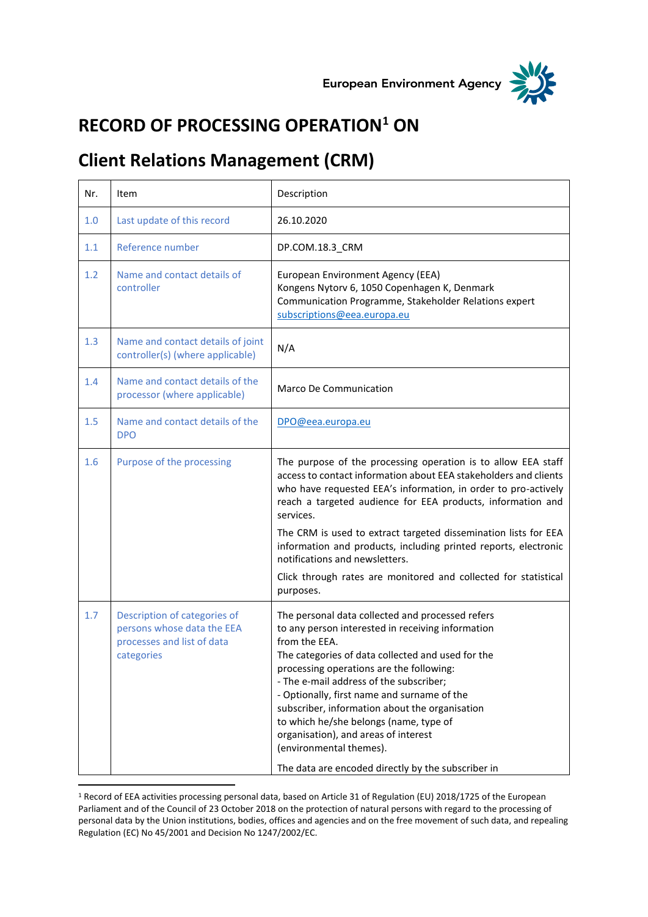European Environment Agency

# RECORD OF PROCESSING OPERATION[1] ON

# Client Relations Management (CRM)

| Nr. | Item | Description |
|---|---|---|
| 1.0 | Last update of this record | 26.10.2020 |
| 1.1 | Reference number | DP.COM.18.3_CRM |
| 1.2 | Name and contact details of controller | European Environment Agency (EEA)<br>Kongens Nytorv 6, 1050 Copenhagen K, Denmark<br>Communication Programme, Stakeholder Relations expert<br>subscriptions@eea.europa.eu |
| 1.3 | Name and contact details of joint controller(s) (where applicable) | N/A |
| 1.4 | Name and contact details of the processor (where applicable) | Marco De Communication |
| 1.5 | Name and contact details of the DPO | DPO@eea.europa.eu |
| 1.6 | Purpose of the processing | The purpose of the processing operation is to allow EEA staff access to contact information about EEA stakeholders and clients who have requested EEA's information, in order to pro-actively reach a targeted audience for EEA products, information and services.<br>The CRM is used to extract targeted dissemination lists for EEA information and products, including printed reports, electronic notifications and newsletters.<br>Click through rates are monitored and collected for statistical purposes. |
| 1.7 | Description of categories of persons whose data the EEA processes and list of data categories | The personal data collected and processed refers to any person interested in receiving information from the EEA.<br>The categories of data collected and used for the processing operations are the following:<br>- The e-mail address of the subscriber;<br>- Optionally, first name and surname of the subscriber, information about the organisation to which he/she belongs (name, type of organisation), and areas of interest (environmental themes).<br>The data are encoded directly by the subscriber in |

[1] Record of EEA activities processing personal data, based on Article 31 of Regulation (EU) 2018/1725 of the European Parliament and of the Council of 23 October 2018 on the protection of natural persons with regard to the processing of personal data by the Union institutions, bodies, offices and agencies and on the free movement of such data, and repealing Regulation (EC) No 45/2001 and Decision No 1247/2002/EC.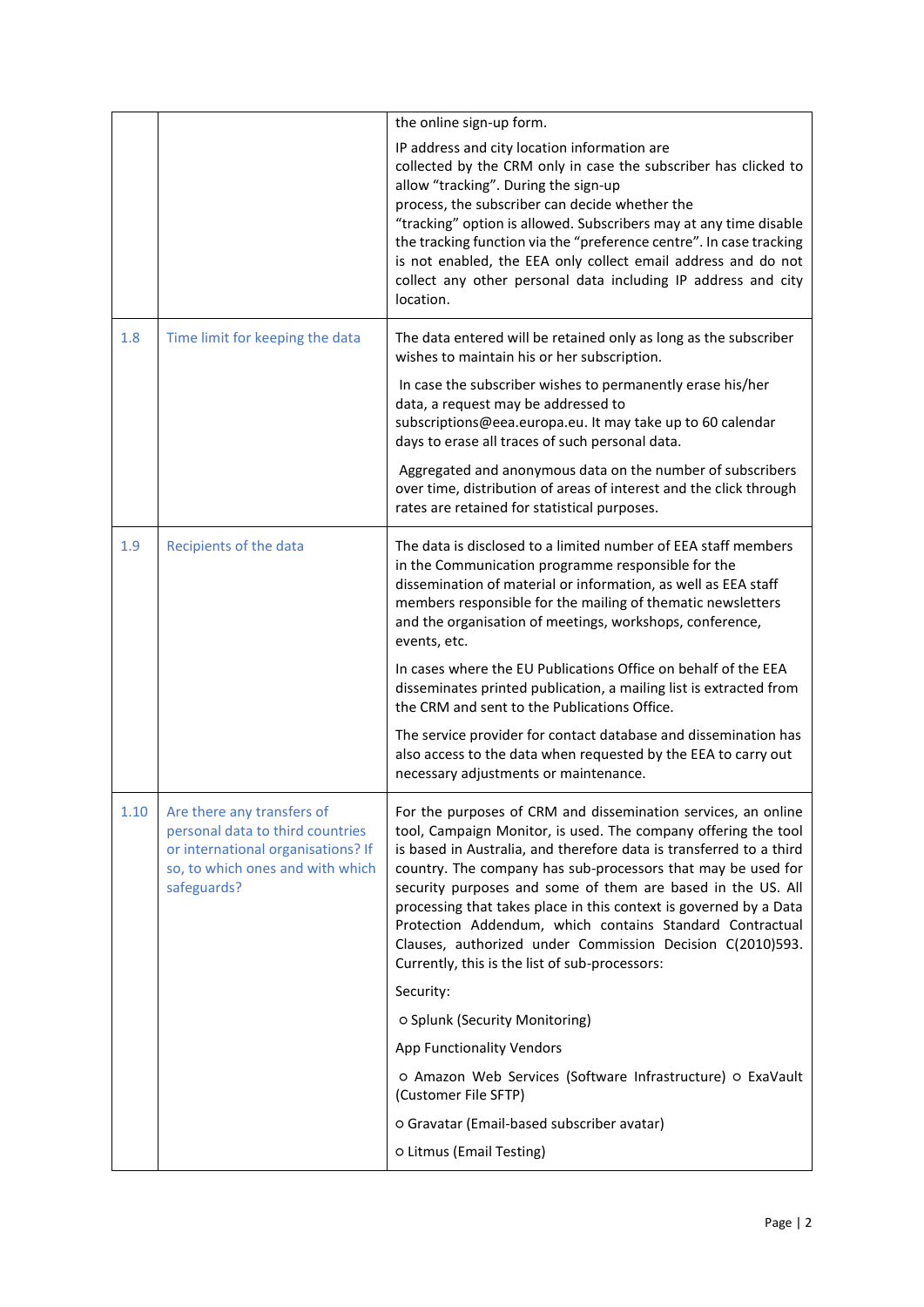|  |  |  |
|---|---|---|
|  |  | the online sign-up form.<br><br>IP address and city location information are collected by the CRM only in case the subscriber has clicked to allow "tracking". During the sign-up process, the subscriber can decide whether the "tracking" option is allowed. Subscribers may at any time disable the tracking function via the "preference centre". In case tracking is not enabled, the EEA only collect email address and do not collect any other personal data including IP address and city location. |
| 1.8 | Time limit for keeping the data | The data entered will be retained only as long as the subscriber wishes to maintain his or her subscription.<br><br>In case the subscriber wishes to permanently erase his/her data, a request may be addressed to subscriptions@eea.europa.eu. It may take up to 60 calendar days to erase all traces of such personal data.<br><br>Aggregated and anonymous data on the number of subscribers over time, distribution of areas of interest and the click through rates are retained for statistical purposes. |
| 1.9 | Recipients of the data | The data is disclosed to a limited number of EEA staff members in the Communication programme responsible for the dissemination of material or information, as well as EEA staff members responsible for the mailing of thematic newsletters and the organisation of meetings, workshops, conference, events, etc.<br><br>In cases where the EU Publications Office on behalf of the EEA disseminates printed publication, a mailing list is extracted from the CRM and sent to the Publications Office.<br><br>The service provider for contact database and dissemination has also access to the data when requested by the EEA to carry out necessary adjustments or maintenance. |
| 1.10 | Are there any transfers of personal data to third countries or international organisations? If so, to which ones and with which safeguards? | For the purposes of CRM and dissemination services, an online tool, Campaign Monitor, is used. The company offering the tool is based in Australia, and therefore data is transferred to a third country. The company has sub-processors that may be used for security purposes and some of them are based in the US. All processing that takes place in this context is governed by a Data Protection Addendum, which contains Standard Contractual Clauses, authorized under Commission Decision C(2010)593. Currently, this is the list of sub-processors:<br><br>Security:<br><br>○ Splunk (Security Monitoring)<br><br>App Functionality Vendors<br><br>○ Amazon Web Services (Software Infrastructure) ○ ExaVault (Customer File SFTP)<br><br>○ Gravatar (Email-based subscriber avatar)<br><br>○ Litmus (Email Testing) |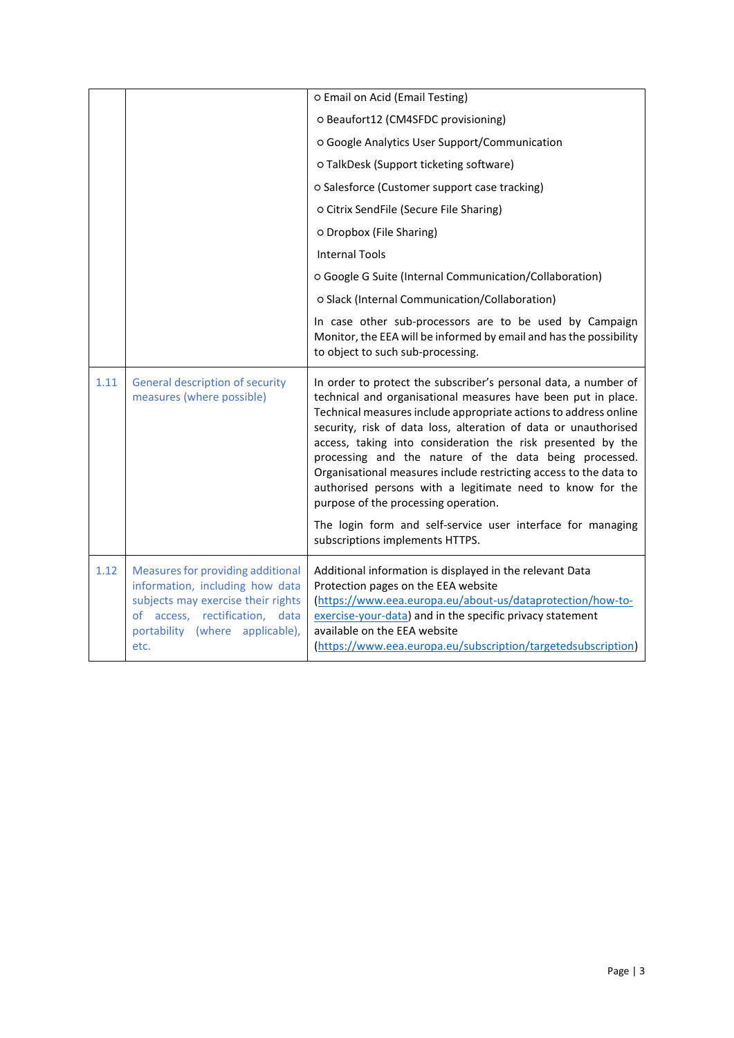| | | |
|---|---|---|
| | | ○ Email on Acid (Email Testing)<br>○ Beaufort12 (CM4SFDC provisioning)<br>○ Google Analytics User Support/Communication<br>○ TalkDesk (Support ticketing software)<br>○ Salesforce (Customer support case tracking)<br>○ Citrix SendFile (Secure File Sharing)<br>○ Dropbox (File Sharing)<br>Internal Tools<br>○ Google G Suite (Internal Communication/Collaboration)<br>○ Slack (Internal Communication/Collaboration)<br>In case other sub-processors are to be used by Campaign Monitor, the EEA will be informed by email and has the possibility to object to such sub-processing. |
| 1.11 | General description of security measures (where possible) | In order to protect the subscriber's personal data, a number of technical and organisational measures have been put in place. Technical measures include appropriate actions to address online security, risk of data loss, alteration of data or unauthorised access, taking into consideration the risk presented by the processing and the nature of the data being processed. Organisational measures include restricting access to the data to authorised persons with a legitimate need to know for the purpose of the processing operation.<br>The login form and self-service user interface for managing subscriptions implements HTTPS. |
| 1.12 | Measures for providing additional information, including how data subjects may exercise their rights of access, rectification, data portability (where applicable), etc. | Additional information is displayed in the relevant Data Protection pages on the EEA website (https://www.eea.europa.eu/about-us/dataprotection/how-to-exercise-your-data) and in the specific privacy statement available on the EEA website (https://www.eea.europa.eu/subscription/targetedsubscription) |